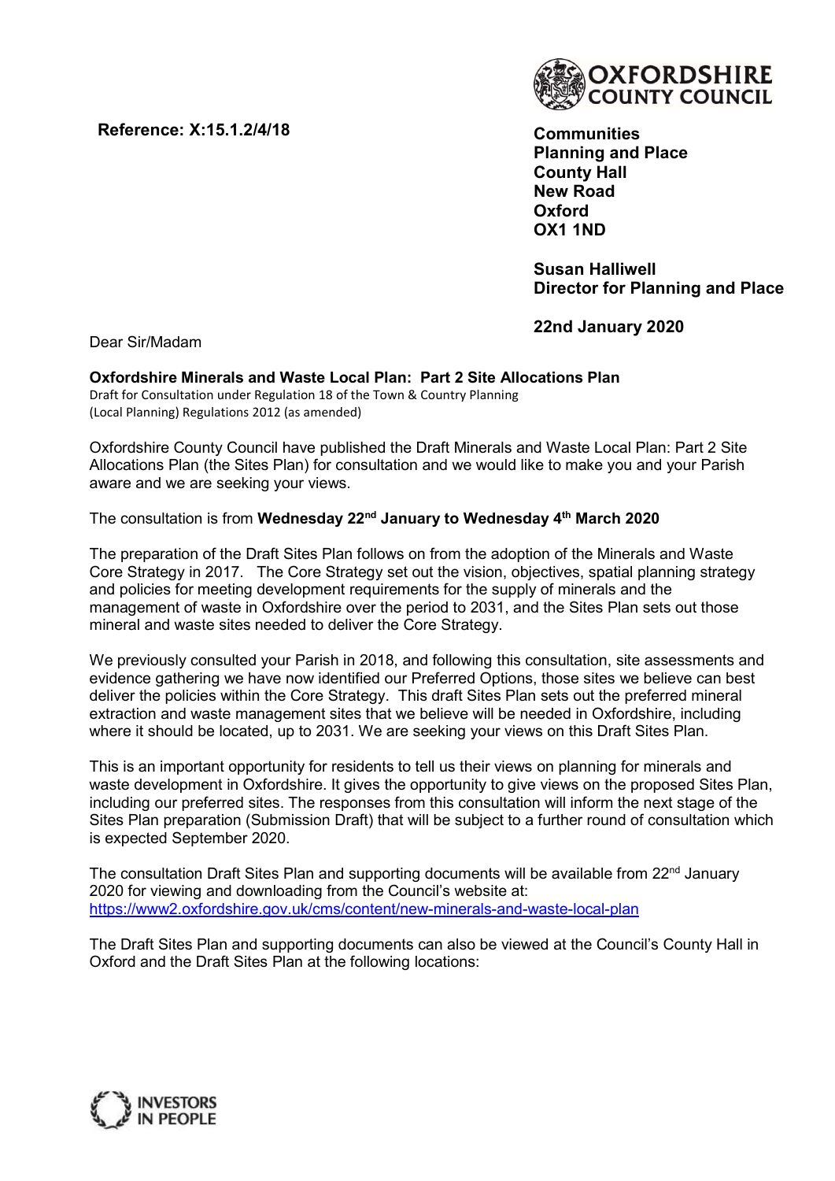**Reference: X:15.1.2/4/18**

OXFORDSHIRE COUNTY COUNCIL

**Communities**
**Planning and Place**
**County Hall**
**New Road**
**Oxford**
**OX1 1ND**

**Susan Halliwell**
**Director for Planning and Place**

**22nd January 2020**

Dear Sir/Madam

**Oxfordshire Minerals and Waste Local Plan: Part 2 Site Allocations Plan**
Draft for Consultation under Regulation 18 of the Town & Country Planning (Local Planning) Regulations 2012 (as amended)

Oxfordshire County Council have published the Draft Minerals and Waste Local Plan: Part 2 Site Allocations Plan (the Sites Plan) for consultation and we would like to make you and your Parish aware and we are seeking your views.

The consultation is from **Wednesday 22nd January to Wednesday 4th March 2020**

The preparation of the Draft Sites Plan follows on from the adoption of the Minerals and Waste Core Strategy in 2017. The Core Strategy set out the vision, objectives, spatial planning strategy and policies for meeting development requirements for the supply of minerals and the management of waste in Oxfordshire over the period to 2031, and the Sites Plan sets out those mineral and waste sites needed to deliver the Core Strategy.

We previously consulted your Parish in 2018, and following this consultation, site assessments and evidence gathering we have now identified our Preferred Options, those sites we believe can best deliver the policies within the Core Strategy. This draft Sites Plan sets out the preferred mineral extraction and waste management sites that we believe will be needed in Oxfordshire, including where it should be located, up to 2031. We are seeking your views on this Draft Sites Plan.

This is an important opportunity for residents to tell us their views on planning for minerals and waste development in Oxfordshire. It gives the opportunity to give views on the proposed Sites Plan, including our preferred sites. The responses from this consultation will inform the next stage of the Sites Plan preparation (Submission Draft) that will be subject to a further round of consultation which is expected September 2020.

The consultation Draft Sites Plan and supporting documents will be available from 22nd January 2020 for viewing and downloading from the Council's website at: [https://www2.oxfordshire.gov.uk/cms/content/new-minerals-and-waste-local-plan](https://www2.oxfordshire.gov.uk/cms/content/new-minerals-and-waste-local-plan)

The Draft Sites Plan and supporting documents can also be viewed at the Council's County Hall in Oxford and the Draft Sites Plan at the following locations: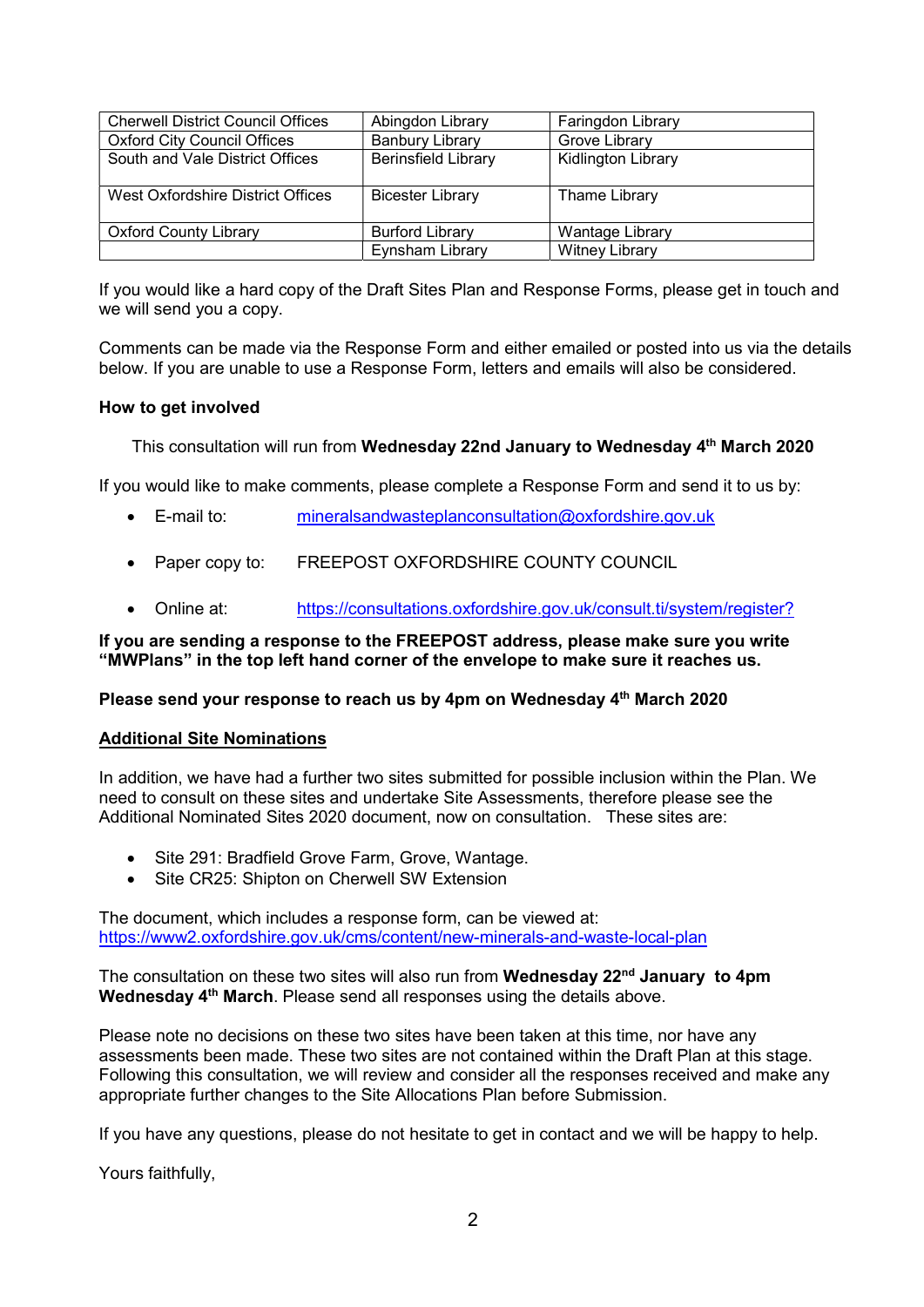| Cherwell District Council Offices | Abingdon Library | Faringdon Library |
| --- | --- | --- |
| Oxford City Council Offices | Banbury Library | Grove Library |
| South and Vale District Offices | Berinsfield Library | Kidlington Library |
| West Oxfordshire District Offices | Bicester Library | Thame Library |
| Oxford County Library | Burford Library | Wantage Library |
| | Eynsham Library | Witney Library |

If you would like a hard copy of the Draft Sites Plan and Response Forms, please get in touch and we will send you a copy.

Comments can be made via the Response Form and either emailed or posted into us via the details below. If you are unable to use a Response Form, letters and emails will also be considered.

**How to get involved**

This consultation will run from **Wednesday 22nd January to Wednesday 4th March 2020**

If you would like to make comments, please complete a Response Form and send it to us by:

- E-mail to: mineralsandwasteplanconsultation@oxfordshire.gov.uk
- Paper copy to: FREEPOST OXFORDSHIRE COUNTY COUNCIL
- Online at: https://consultations.oxfordshire.gov.uk/consult.ti/system/register?

**If you are sending a response to the FREEPOST address, please make sure you write "MWPlans" in the top left hand corner of the envelope to make sure it reaches us.**

**Please send your response to reach us by 4pm on Wednesday 4th March 2020**

**Additional Site Nominations**

In addition, we have had a further two sites submitted for possible inclusion within the Plan. We need to consult on these sites and undertake Site Assessments, therefore please see the Additional Nominated Sites 2020 document, now on consultation. These sites are:

- Site 291: Bradfield Grove Farm, Grove, Wantage.
- Site CR25: Shipton on Cherwell SW Extension

The document, which includes a response form, can be viewed at:
https://www2.oxfordshire.gov.uk/cms/content/new-minerals-and-waste-local-plan

The consultation on these two sites will also run from **Wednesday 22nd January to 4pm Wednesday 4th March**. Please send all responses using the details above.

Please note no decisions on these two sites have been taken at this time, nor have any assessments been made. These two sites are not contained within the Draft Plan at this stage. Following this consultation, we will review and consider all the responses received and make any appropriate further changes to the Site Allocations Plan before Submission.

If you have any questions, please do not hesitate to get in contact and we will be happy to help.

Yours faithfully,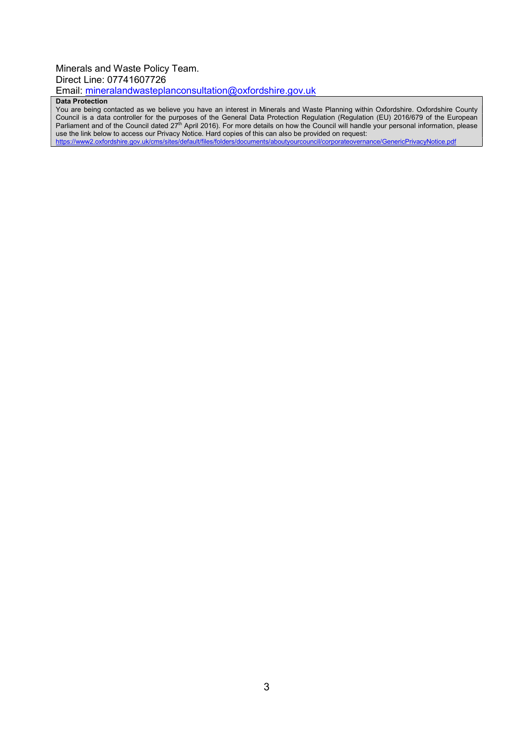Minerals and Waste Policy Team.
Direct Line: 07741607726
Email: [mineralandwasteplanconsultation@oxfordshire.gov.uk](mailto:mineralandwasteplanconsultation@oxfordshire.gov.uk)

**Data Protection**
You are being contacted as we believe you have an interest in Minerals and Waste Planning within Oxfordshire. Oxfordshire County Council is a data controller for the purposes of the General Data Protection Regulation (Regulation (EU) 2016/679 of the European Parliament and of the Council dated 27th April 2016). For more details on how the Council will handle your personal information, please use the link below to access our Privacy Notice. Hard copies of this can also be provided on request:
https://www2.oxfordshire.gov.uk/cms/sites/default/files/folders/documents/aboutyourcouncil/corporateovernance/GenericPrivacyNotice.pdf